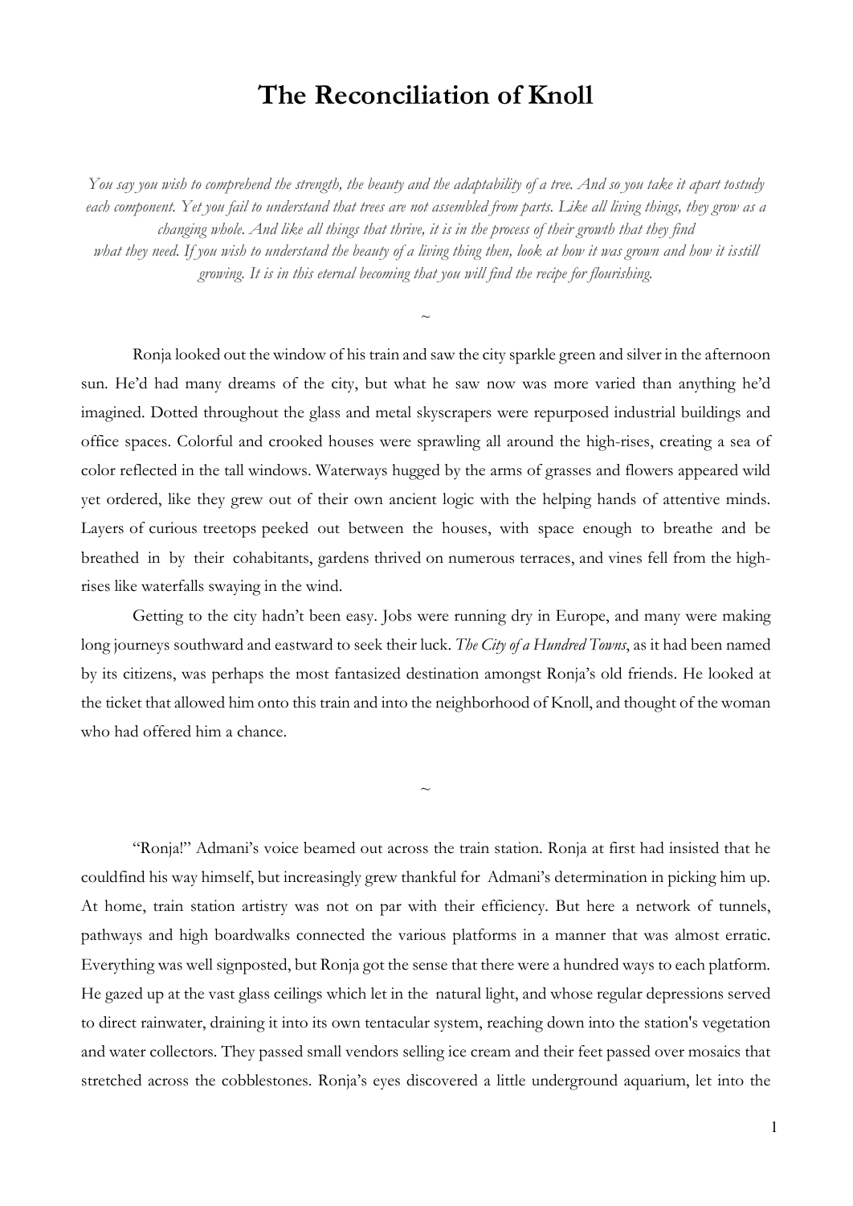# The Reconciliation of Knoll

*You say you wish to comprehend the strength, the beauty and the adaptability of a tree. And so you take it apart to study each component. Yet you fail to understand that trees are not assembled from parts. Like all living things, they grow as a changing whole. And like all things that thrive, it is in the process of their growth that they find what they need. If you wish to understand the beauty of a living thing then, look at how it was grown and how it is still growing. It is in this eternal becoming that you will find the recipe for flourishing.*

~

Ronja looked out the window of his train and saw the city sparkle green and silver in the afternoon sun. He'd had many dreams of the city, but what he saw now was more varied than anything he'd imagined. Dotted throughout the glass and metal skyscrapers were repurposed industrial buildings and office spaces. Colorful and crooked houses were sprawling all around the high-rises, creating a sea of color reflected in the tall windows. Waterways hugged by the arms of grasses and flowers appeared wild yet ordered, like they grew out of their own ancient logic with the helping hands of attentive minds. Layers of curious treetops peeked out between the houses, with space enough to breathe and be breathed in by their cohabitants, gardens thrived on numerous terraces, and vines fell from the high-rises like waterfalls swaying in the wind.

Getting to the city hadn't been easy. Jobs were running dry in Europe, and many were making long journeys southward and eastward to seek their luck. *The City of a Hundred Towns*, as it had been named by its citizens, was perhaps the most fantasized destination amongst Ronja's old friends. He looked at the ticket that allowed him onto this train and into the neighborhood of Knoll, and thought of the woman who had offered him a chance.

~

"Ronja!" Admani's voice beamed out across the train station. Ronja at first had insisted that he could find his way himself, but increasingly grew thankful for Admani's determination in picking him up. At home, train station artistry was not on par with their efficiency. But here a network of tunnels, pathways and high boardwalks connected the various platforms in a manner that was almost erratic. Everything was well signposted, but Ronja got the sense that there were a hundred ways to each platform. He gazed up at the vast glass ceilings which let in the natural light, and whose regular depressions served to direct rainwater, draining it into its own tentacular system, reaching down into the station's vegetation and water collectors. They passed small vendors selling ice cream and their feet passed over mosaics that stretched across the cobblestones. Ronja's eyes discovered a little underground aquarium, let into the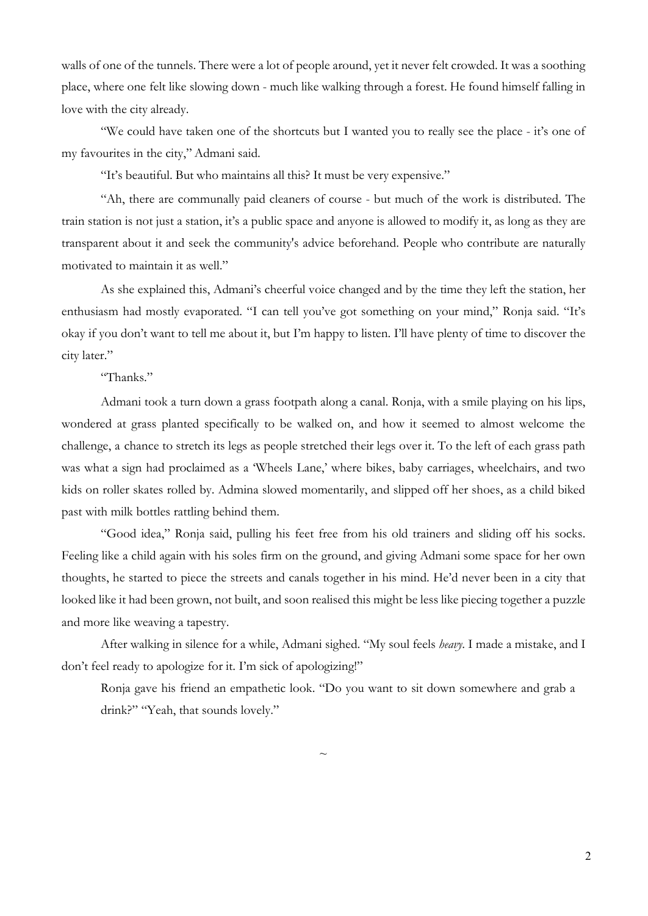walls of one of the tunnels. There were a lot of people around, yet it never felt crowded. It was a soothing place, where one felt like slowing down - much like walking through a forest. He found himself falling in love with the city already.

"We could have taken one of the shortcuts but I wanted you to really see the place - it's one of my favourites in the city," Admani said.

"It's beautiful. But who maintains all this? It must be very expensive."

"Ah, there are communally paid cleaners of course - but much of the work is distributed. The train station is not just a station, it's a public space and anyone is allowed to modify it, as long as they are transparent about it and seek the community's advice beforehand. People who contribute are naturally motivated to maintain it as well."

As she explained this, Admani's cheerful voice changed and by the time they left the station, her enthusiasm had mostly evaporated. "I can tell you've got something on your mind," Ronja said. "It's okay if you don't want to tell me about it, but I'm happy to listen. I'll have plenty of time to discover the city later."

"Thanks."

Admani took a turn down a grass footpath along a canal. Ronja, with a smile playing on his lips, wondered at grass planted specifically to be walked on, and how it seemed to almost welcome the challenge, a chance to stretch its legs as people stretched their legs over it. To the left of each grass path was what a sign had proclaimed as a 'Wheels Lane,' where bikes, baby carriages, wheelchairs, and two kids on roller skates rolled by. Admina slowed momentarily, and slipped off her shoes, as a child biked past with milk bottles rattling behind them.

"Good idea," Ronja said, pulling his feet free from his old trainers and sliding off his socks. Feeling like a child again with his soles firm on the ground, and giving Admani some space for her own thoughts, he started to piece the streets and canals together in his mind. He'd never been in a city that looked like it had been grown, not built, and soon realised this might be less like piecing together a puzzle and more like weaving a tapestry.

After walking in silence for a while, Admani sighed. "My soul feels *heavy*. I made a mistake, and I don't feel ready to apologize for it. I'm sick of apologizing!"

Ronja gave his friend an empathetic look. "Do you want to sit down somewhere and grab a drink?" "Yeah, that sounds lovely."

~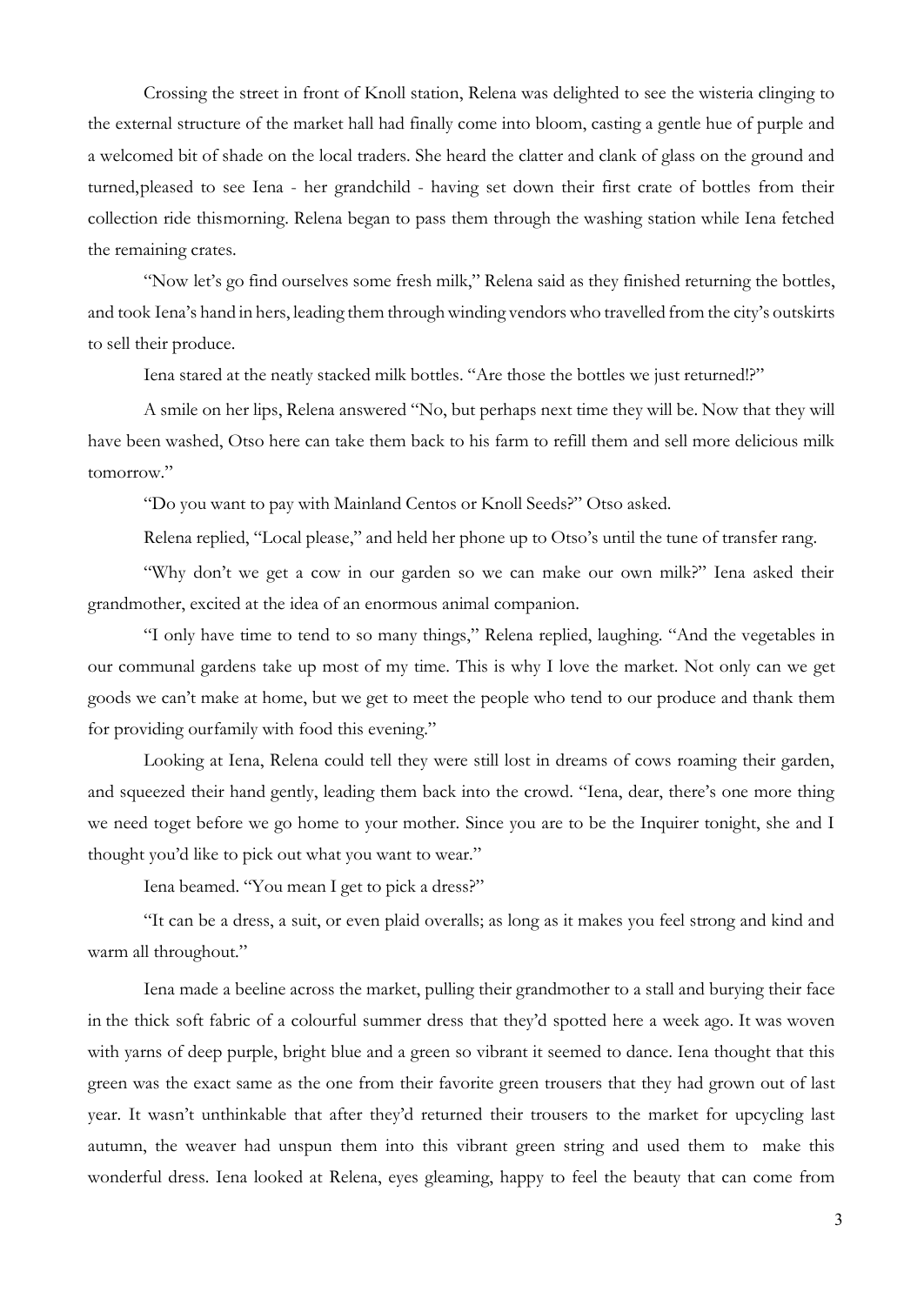Crossing the street in front of Knoll station, Relena was delighted to see the wisteria clinging to the external structure of the market hall had finally come into bloom, casting a gentle hue of purple and a welcomed bit of shade on the local traders. She heard the clatter and clank of glass on the ground and turned,pleased to see Iena - her grandchild - having set down their first crate of bottles from their collection ride thismorning. Relena began to pass them through the washing station while Iena fetched the remaining crates.

"Now let's go find ourselves some fresh milk," Relena said as they finished returning the bottles, and took Iena's hand in hers, leading them through winding vendors who travelled from the city's outskirts to sell their produce.

Iena stared at the neatly stacked milk bottles. "Are those the bottles we just returned!?"

A smile on her lips, Relena answered "No, but perhaps next time they will be. Now that they will have been washed, Otso here can take them back to his farm to refill them and sell more delicious milk tomorrow."

"Do you want to pay with Mainland Centos or Knoll Seeds?" Otso asked.

Relena replied, "Local please," and held her phone up to Otso's until the tune of transfer rang.

"Why don't we get a cow in our garden so we can make our own milk?" Iena asked their grandmother, excited at the idea of an enormous animal companion.

"I only have time to tend to so many things," Relena replied, laughing. "And the vegetables in our communal gardens take up most of my time. This is why I love the market. Not only can we get goods we can't make at home, but we get to meet the people who tend to our produce and thank them for providing ourfamily with food this evening."

Looking at Iena, Relena could tell they were still lost in dreams of cows roaming their garden, and squeezed their hand gently, leading them back into the crowd. "Iena, dear, there's one more thing we need toget before we go home to your mother. Since you are to be the Inquirer tonight, she and I thought you'd like to pick out what you want to wear."

Iena beamed. "You mean I get to pick a dress?"

"It can be a dress, a suit, or even plaid overalls; as long as it makes you feel strong and kind and warm all throughout."

Iena made a beeline across the market, pulling their grandmother to a stall and burying their face in the thick soft fabric of a colourful summer dress that they'd spotted here a week ago. It was woven with yarns of deep purple, bright blue and a green so vibrant it seemed to dance. Iena thought that this green was the exact same as the one from their favorite green trousers that they had grown out of last year. It wasn't unthinkable that after they'd returned their trousers to the market for upcycling last autumn, the weaver had unspun them into this vibrant green string and used them to make this wonderful dress. Iena looked at Relena, eyes gleaming, happy to feel the beauty that can come from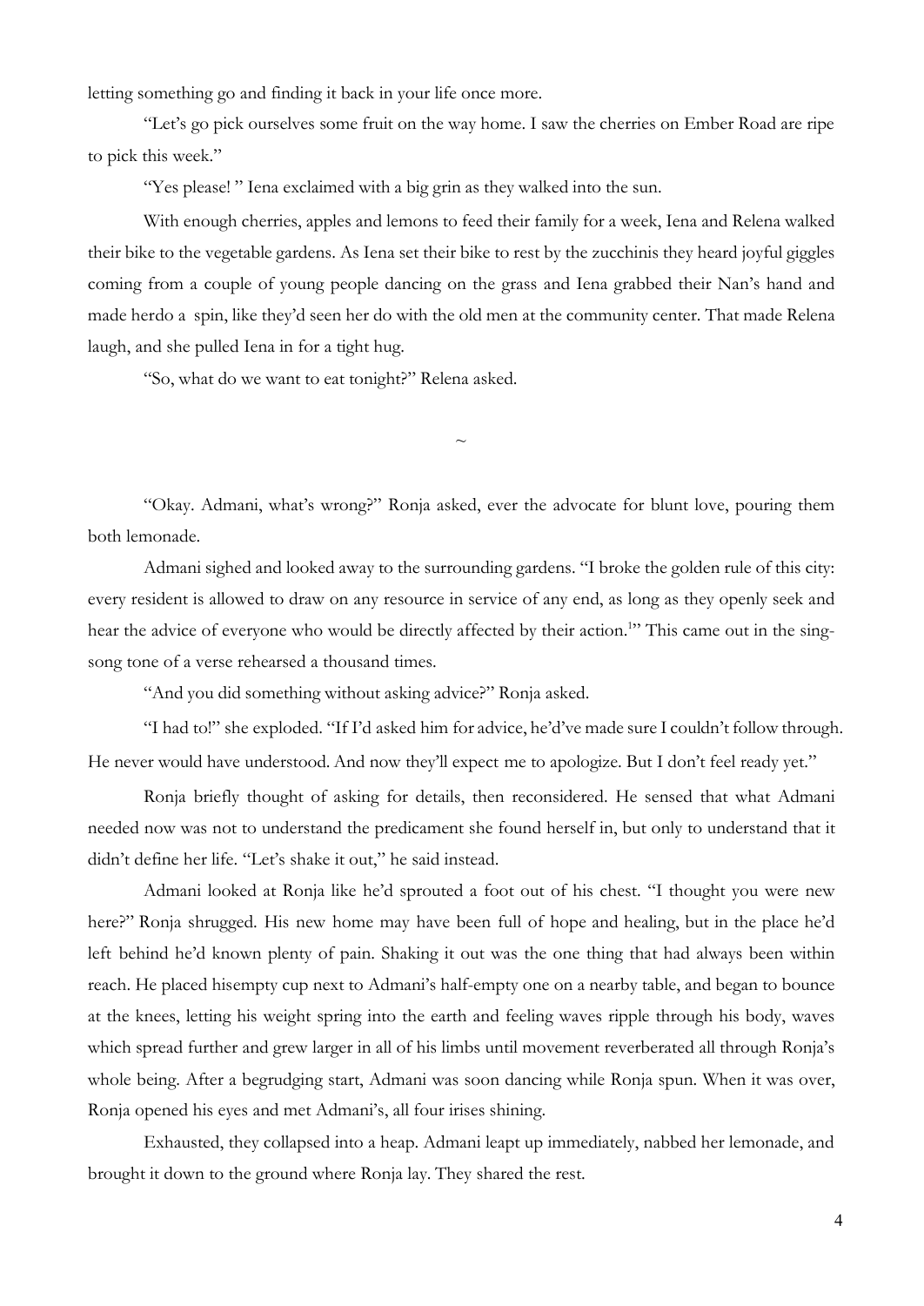letting something go and finding it back in your life once more.

"Let's go pick ourselves some fruit on the way home. I saw the cherries on Ember Road are ripe to pick this week."

"Yes please! " Iena exclaimed with a big grin as they walked into the sun.

With enough cherries, apples and lemons to feed their family for a week, Iena and Relena walked their bike to the vegetable gardens. As Iena set their bike to rest by the zucchinis they heard joyful giggles coming from a couple of young people dancing on the grass and Iena grabbed their Nan's hand and made herdo a spin, like they'd seen her do with the old men at the community center. That made Relena laugh, and she pulled Iena in for a tight hug.

"So, what do we want to eat tonight?" Relena asked.

~

"Okay. Admani, what's wrong?" Ronja asked, ever the advocate for blunt love, pouring them both lemonade.

Admani sighed and looked away to the surrounding gardens. "I broke the golden rule of this city: every resident is allowed to draw on any resource in service of any end, as long as they openly seek and hear the advice of everyone who would be directly affected by their action.[1]" This came out in the sing-song tone of a verse rehearsed a thousand times.

"And you did something without asking advice?" Ronja asked.

"I had to!" she exploded. "If I'd asked him for advice, he'd've made sure I couldn't follow through. He never would have understood. And now they'll expect me to apologize. But I don't feel ready yet."

Ronja briefly thought of asking for details, then reconsidered. He sensed that what Admani needed now was not to understand the predicament she found herself in, but only to understand that it didn't define her life. "Let's shake it out," he said instead.

Admani looked at Ronja like he'd sprouted a foot out of his chest. "I thought you were new here?" Ronja shrugged. His new home may have been full of hope and healing, but in the place he'd left behind he'd known plenty of pain. Shaking it out was the one thing that had always been within reach. He placed hisempty cup next to Admani's half-empty one on a nearby table, and began to bounce at the knees, letting his weight spring into the earth and feeling waves ripple through his body, waves which spread further and grew larger in all of his limbs until movement reverberated all through Ronja's whole being. After a begrudging start, Admani was soon dancing while Ronja spun. When it was over, Ronja opened his eyes and met Admani's, all four irises shining.

Exhausted, they collapsed into a heap. Admani leapt up immediately, nabbed her lemonade, and brought it down to the ground where Ronja lay. They shared the rest.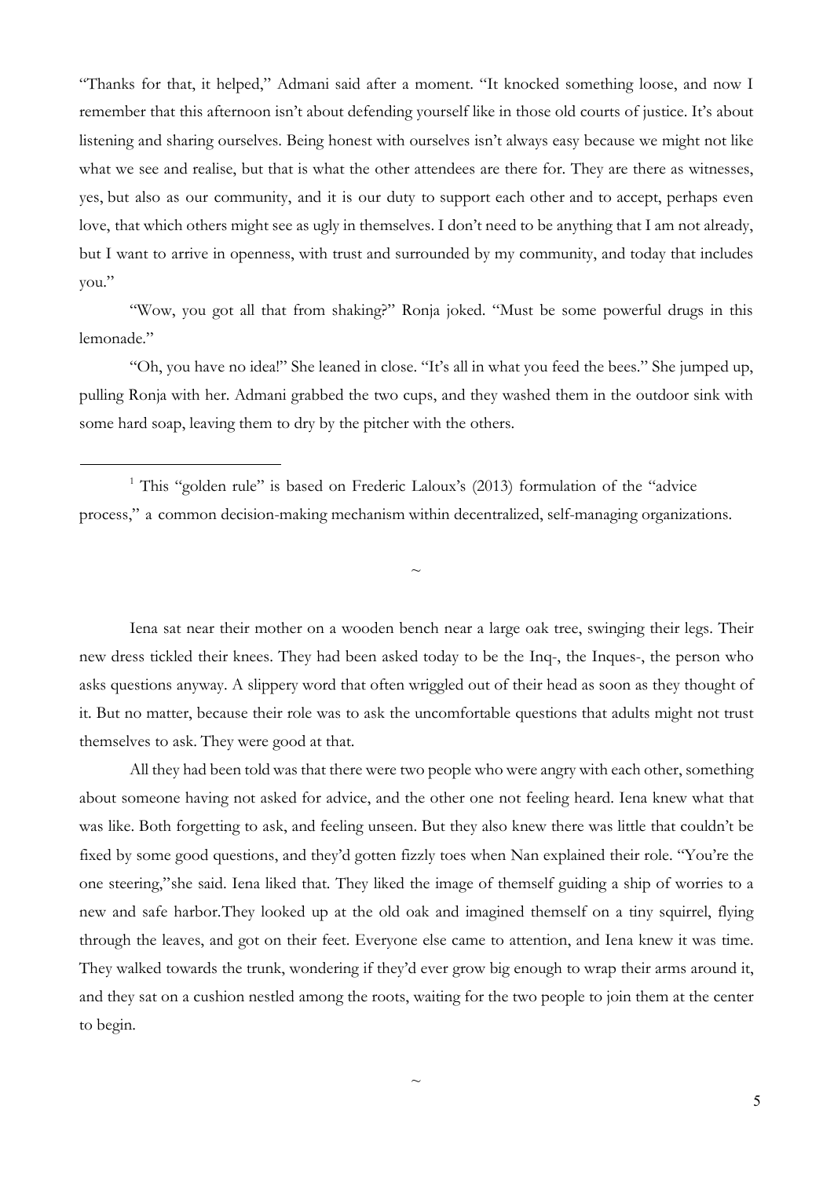"Thanks for that, it helped," Admani said after a moment. "It knocked something loose, and now I remember that this afternoon isn't about defending yourself like in those old courts of justice. It's about listening and sharing ourselves. Being honest with ourselves isn't always easy because we might not like what we see and realise, but that is what the other attendees are there for. They are there as witnesses, yes, but also as our community, and it is our duty to support each other and to accept, perhaps even love, that which others might see as ugly in themselves. I don't need to be anything that I am not already, but I want to arrive in openness, with trust and surrounded by my community, and today that includes you."

"Wow, you got all that from shaking?" Ronja joked. "Must be some powerful drugs in this lemonade."

"Oh, you have no idea!" She leaned in close. "It's all in what you feed the bees." She jumped up, pulling Ronja with her. Admani grabbed the two cups, and they washed them in the outdoor sink with some hard soap, leaving them to dry by the pitcher with the others.

[1] This "golden rule" is based on Frederic Laloux's (2013) formulation of the "advice process," a common decision-making mechanism within decentralized, self-managing organizations.

~

Iena sat near their mother on a wooden bench near a large oak tree, swinging their legs. Their new dress tickled their knees. They had been asked today to be the Inq-, the Inques-, the person who asks questions anyway. A slippery word that often wriggled out of their head as soon as they thought of it. But no matter, because their role was to ask the uncomfortable questions that adults might not trust themselves to ask. They were good at that.

All they had been told was that there were two people who were angry with each other, something about someone having not asked for advice, and the other one not feeling heard. Iena knew what that was like. Both forgetting to ask, and feeling unseen. But they also knew there was little that couldn't be fixed by some good questions, and they'd gotten fizzly toes when Nan explained their role. "You're the one steering,"she said. Iena liked that. They liked the image of themself guiding a ship of worries to a new and safe harbor.They looked up at the old oak and imagined themself on a tiny squirrel, flying through the leaves, and got on their feet. Everyone else came to attention, and Iena knew it was time. They walked towards the trunk, wondering if they'd ever grow big enough to wrap their arms around it, and they sat on a cushion nestled among the roots, waiting for the two people to join them at the center to begin.

~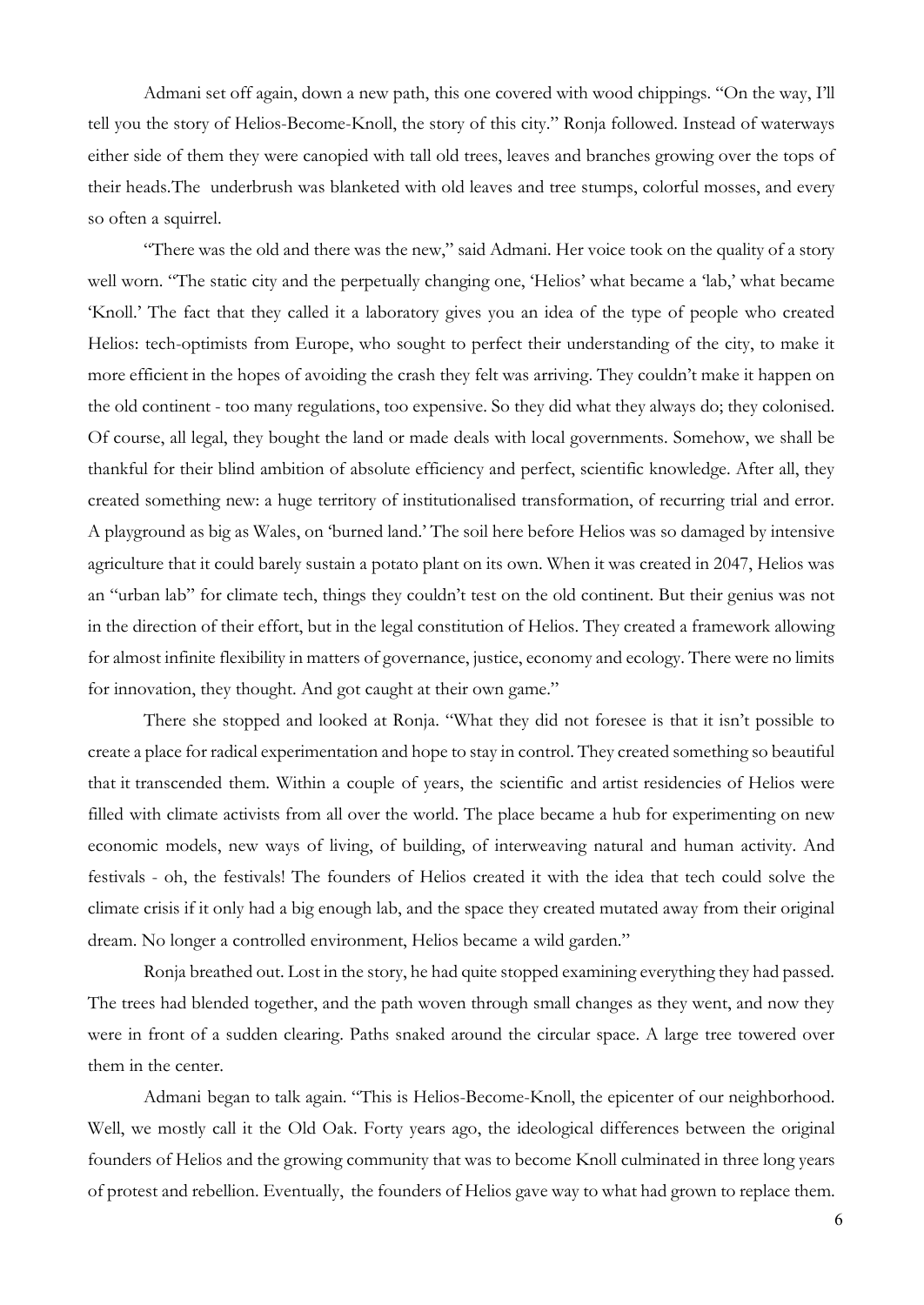Admani set off again, down a new path, this one covered with wood chippings. "On the way, I'll tell you the story of Helios-Become-Knoll, the story of this city." Ronja followed. Instead of waterways either side of them they were canopied with tall old trees, leaves and branches growing over the tops of their heads.The underbrush was blanketed with old leaves and tree stumps, colorful mosses, and every so often a squirrel.

"There was the old and there was the new," said Admani. Her voice took on the quality of a story well worn. "The static city and the perpetually changing one, 'Helios' what became a 'lab,' what became 'Knoll.' The fact that they called it a laboratory gives you an idea of the type of people who created Helios: tech-optimists from Europe, who sought to perfect their understanding of the city, to make it more efficient in the hopes of avoiding the crash they felt was arriving. They couldn't make it happen on the old continent - too many regulations, too expensive. So they did what they always do; they colonised. Of course, all legal, they bought the land or made deals with local governments. Somehow, we shall be thankful for their blind ambition of absolute efficiency and perfect, scientific knowledge. After all, they created something new: a huge territory of institutionalised transformation, of recurring trial and error. A playground as big as Wales, on 'burned land.' The soil here before Helios was so damaged by intensive agriculture that it could barely sustain a potato plant on its own. When it was created in 2047, Helios was an "urban lab" for climate tech, things they couldn't test on the old continent. But their genius was not in the direction of their effort, but in the legal constitution of Helios. They created a framework allowing for almost infinite flexibility in matters of governance, justice, economy and ecology. There were no limits for innovation, they thought. And got caught at their own game."

There she stopped and looked at Ronja. "What they did not foresee is that it isn't possible to create a place for radical experimentation and hope to stay in control. They created something so beautiful that it transcended them. Within a couple of years, the scientific and artist residencies of Helios were filled with climate activists from all over the world. The place became a hub for experimenting on new economic models, new ways of living, of building, of interweaving natural and human activity. And festivals - oh, the festivals! The founders of Helios created it with the idea that tech could solve the climate crisis if it only had a big enough lab, and the space they created mutated away from their original dream. No longer a controlled environment, Helios became a wild garden."

Ronja breathed out. Lost in the story, he had quite stopped examining everything they had passed. The trees had blended together, and the path woven through small changes as they went, and now they were in front of a sudden clearing. Paths snaked around the circular space. A large tree towered over them in the center.

Admani began to talk again. "This is Helios-Become-Knoll, the epicenter of our neighborhood. Well, we mostly call it the Old Oak. Forty years ago, the ideological differences between the original founders of Helios and the growing community that was to become Knoll culminated in three long years of protest and rebellion. Eventually, the founders of Helios gave way to what had grown to replace them.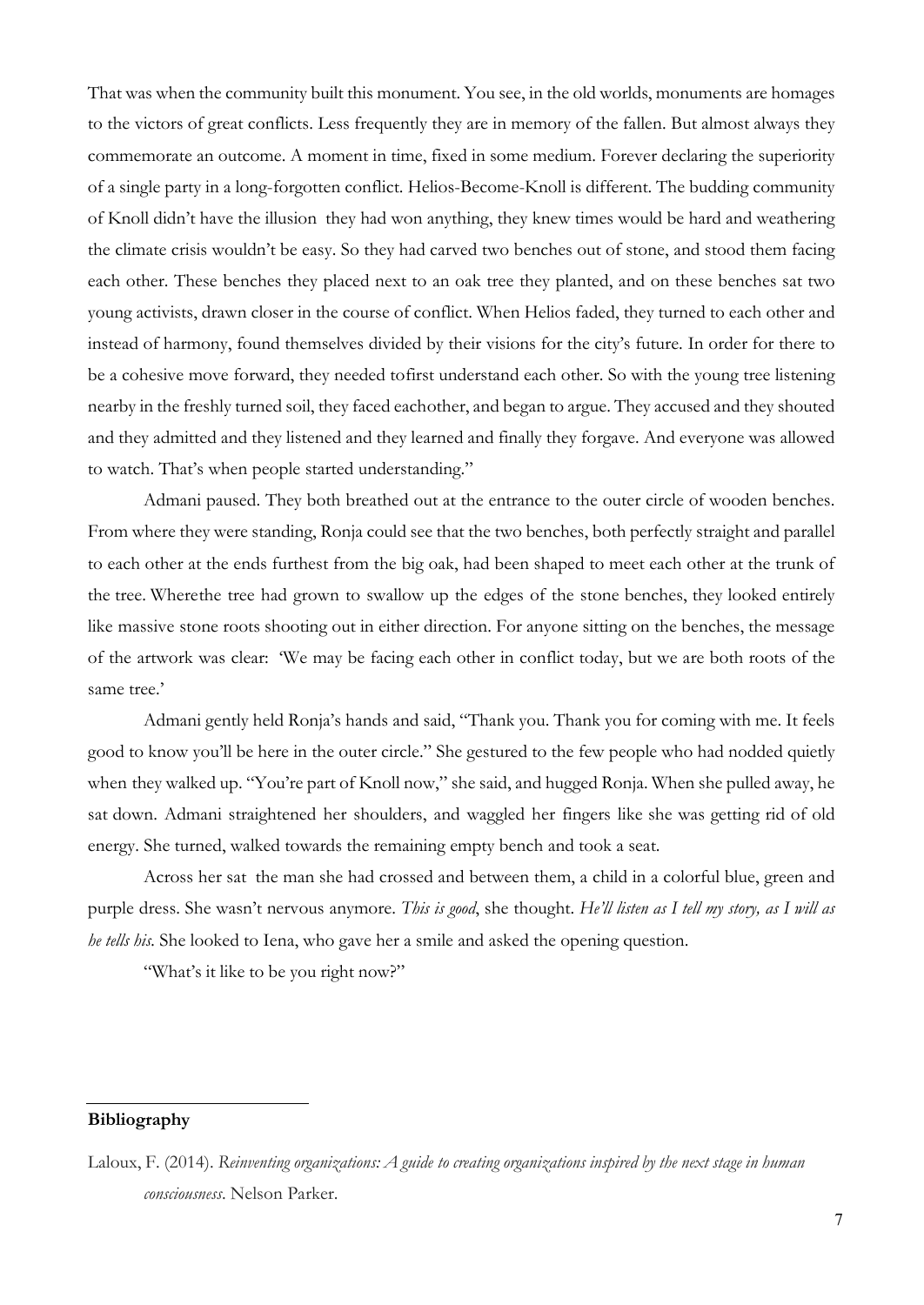That was when the community built this monument. You see, in the old worlds, monuments are homages to the victors of great conflicts. Less frequently they are in memory of the fallen. But almost always they commemorate an outcome. A moment in time, fixed in some medium. Forever declaring the superiority of a single party in a long-forgotten conflict. Helios-Become-Knoll is different. The budding community of Knoll didn't have the illusion they had won anything, they knew times would be hard and weathering the climate crisis wouldn't be easy. So they had carved two benches out of stone, and stood them facing each other. These benches they placed next to an oak tree they planted, and on these benches sat two young activists, drawn closer in the course of conflict. When Helios faded, they turned to each other and instead of harmony, found themselves divided by their visions for the city's future. In order for there to be a cohesive move forward, they needed tofirst understand each other. So with the young tree listening nearby in the freshly turned soil, they faced eachother, and began to argue. They accused and they shouted and they admitted and they listened and they learned and finally they forgave. And everyone was allowed to watch. That's when people started understanding."

Admani paused. They both breathed out at the entrance to the outer circle of wooden benches. From where they were standing, Ronja could see that the two benches, both perfectly straight and parallel to each other at the ends furthest from the big oak, had been shaped to meet each other at the trunk of the tree. Wherethe tree had grown to swallow up the edges of the stone benches, they looked entirely like massive stone roots shooting out in either direction. For anyone sitting on the benches, the message of the artwork was clear: 'We may be facing each other in conflict today, but we are both roots of the same tree.'

Admani gently held Ronja's hands and said, "Thank you. Thank you for coming with me. It feels good to know you'll be here in the outer circle." She gestured to the few people who had nodded quietly when they walked up. "You're part of Knoll now," she said, and hugged Ronja. When she pulled away, he sat down. Admani straightened her shoulders, and waggled her fingers like she was getting rid of old energy. She turned, walked towards the remaining empty bench and took a seat.

Across her sat the man she had crossed and between them, a child in a colorful blue, green and purple dress. She wasn't nervous anymore. *This is good*, she thought. *He'll listen as I tell my story, as I will as he tells his.* She looked to Iena, who gave her a smile and asked the opening question.

"What's it like to be you right now?"

## Bibliography

Laloux, F. (2014). *Reinventing organizations: A guide to creating organizations inspired by the next stage in human consciousness*. Nelson Parker.